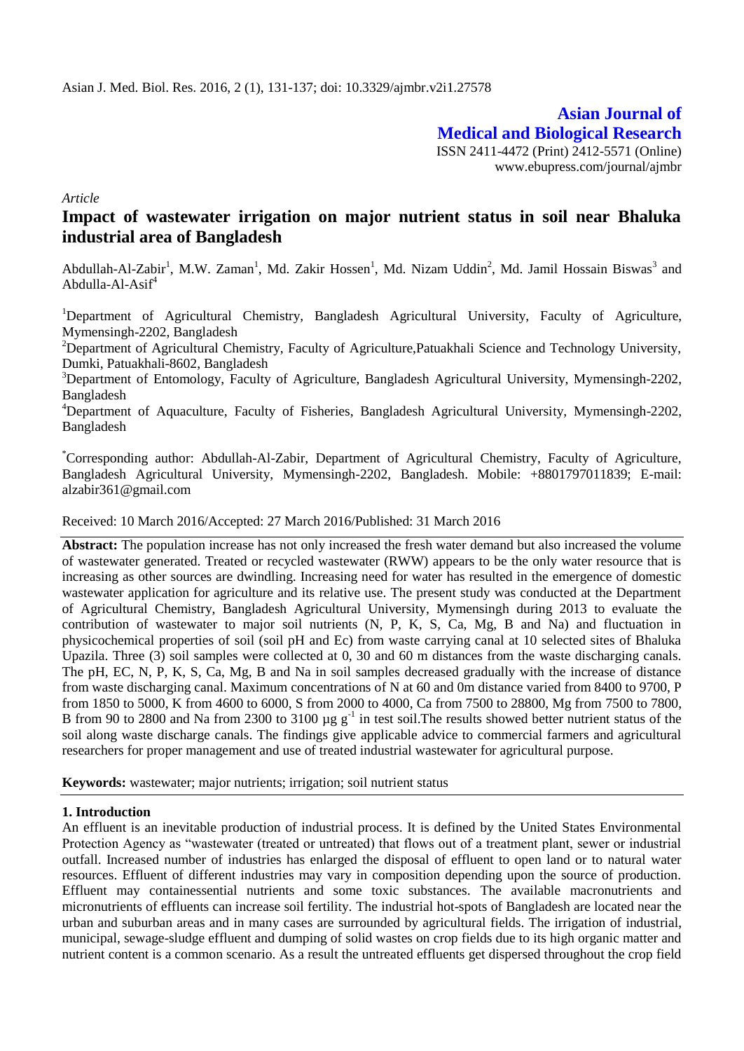Asian J. Med. Biol. Res. 2016, 2 (1), 131-137; doi: 10.3329/ajmbr.v2i1.27578

**Asian Journal of Medical and Biological Research**
ISSN 2411-4472 (Print) 2412-5571 (Online)
www.ebupress.com/journal/ajmbr

*Article*

# Impact of wastewater irrigation on major nutrient status in soil near Bhaluka industrial area of Bangladesh

Abdullah-Al-Zabir[1], M.W. Zaman[1], Md. Zakir Hossen[1], Md. Nizam Uddin[2], Md. Jamil Hossain Biswas[3] and Abdulla-Al-Asif[4]

[1]Department of Agricultural Chemistry, Bangladesh Agricultural University, Faculty of Agriculture, Mymensingh-2202, Bangladesh

[2]Department of Agricultural Chemistry, Faculty of Agriculture,Patuakhali Science and Technology University, Dumki, Patuakhali-8602, Bangladesh

[3]Department of Entomology, Faculty of Agriculture, Bangladesh Agricultural University, Mymensingh-2202, Bangladesh

[4]Department of Aquaculture, Faculty of Fisheries, Bangladesh Agricultural University, Mymensingh-2202, Bangladesh

[*]Corresponding author: Abdullah-Al-Zabir, Department of Agricultural Chemistry, Faculty of Agriculture, Bangladesh Agricultural University, Mymensingh-2202, Bangladesh. Mobile: +8801797011839; E-mail: alzabir361@gmail.com

Received: 10 March 2016/Accepted: 27 March 2016/Published: 31 March 2016

**Abstract:** The population increase has not only increased the fresh water demand but also increased the volume of wastewater generated. Treated or recycled wastewater (RWW) appears to be the only water resource that is increasing as other sources are dwindling. Increasing need for water has resulted in the emergence of domestic wastewater application for agriculture and its relative use. The present study was conducted at the Department of Agricultural Chemistry, Bangladesh Agricultural University, Mymensingh during 2013 to evaluate the contribution of wastewater to major soil nutrients (N, P, K, S, Ca, Mg, B and Na) and fluctuation in physicochemical properties of soil (soil pH and Ec) from waste carrying canal at 10 selected sites of Bhaluka Upazila. Three (3) soil samples were collected at 0, 30 and 60 m distances from the waste discharging canals. The pH, EC, N, P, K, S, Ca, Mg, B and Na in soil samples decreased gradually with the increase of distance from waste discharging canal. Maximum concentrations of N at 60 and 0m distance varied from 8400 to 9700, P from 1850 to 5000, K from 4600 to 6000, S from 2000 to 4000, Ca from 7500 to 28800, Mg from 7500 to 7800, B from 90 to 2800 and Na from 2300 to 3100 µg $g^{-1}$ in test soil.The results showed better nutrient status of the soil along waste discharge canals. The findings give applicable advice to commercial farmers and agricultural researchers for proper management and use of treated industrial wastewater for agricultural purpose.

**Keywords:** wastewater; major nutrients; irrigation; soil nutrient status

## 1. Introduction

An effluent is an inevitable production of industrial process. It is defined by the United States Environmental Protection Agency as "wastewater (treated or untreated) that flows out of a treatment plant, sewer or industrial outfall. Increased number of industries has enlarged the disposal of effluent to open land or to natural water resources. Effluent of different industries may vary in composition depending upon the source of production. Effluent may containessential nutrients and some toxic substances. The available macronutrients and micronutrients of effluents can increase soil fertility. The industrial hot-spots of Bangladesh are located near the urban and suburban areas and in many cases are surrounded by agricultural fields. The irrigation of industrial, municipal, sewage-sludge effluent and dumping of solid wastes on crop fields due to its high organic matter and nutrient content is a common scenario. As a result the untreated effluents get dispersed throughout the crop field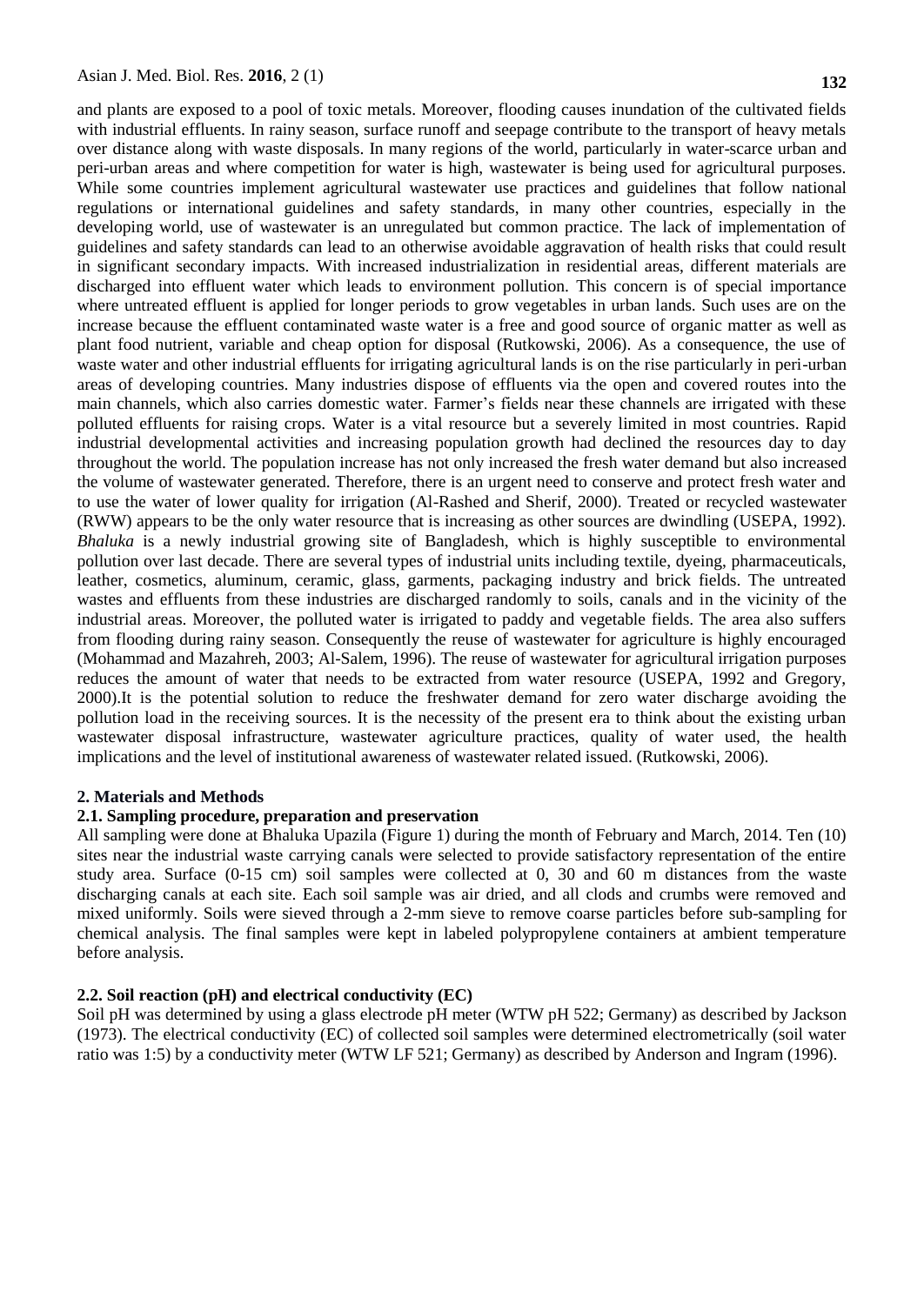and plants are exposed to a pool of toxic metals. Moreover, flooding causes inundation of the cultivated fields with industrial effluents. In rainy season, surface runoff and seepage contribute to the transport of heavy metals over distance along with waste disposals. In many regions of the world, particularly in water-scarce urban and peri-urban areas and where competition for water is high, wastewater is being used for agricultural purposes. While some countries implement agricultural wastewater use practices and guidelines that follow national regulations or international guidelines and safety standards, in many other countries, especially in the developing world, use of wastewater is an unregulated but common practice. The lack of implementation of guidelines and safety standards can lead to an otherwise avoidable aggravation of health risks that could result in significant secondary impacts. With increased industrialization in residential areas, different materials are discharged into effluent water which leads to environment pollution. This concern is of special importance where untreated effluent is applied for longer periods to grow vegetables in urban lands. Such uses are on the increase because the effluent contaminated waste water is a free and good source of organic matter as well as plant food nutrient, variable and cheap option for disposal (Rutkowski, 2006). As a consequence, the use of waste water and other industrial effluents for irrigating agricultural lands is on the rise particularly in peri-urban areas of developing countries. Many industries dispose of effluents via the open and covered routes into the main channels, which also carries domestic water. Farmer's fields near these channels are irrigated with these polluted effluents for raising crops. Water is a vital resource but a severely limited in most countries. Rapid industrial developmental activities and increasing population growth had declined the resources day to day throughout the world. The population increase has not only increased the fresh water demand but also increased the volume of wastewater generated. Therefore, there is an urgent need to conserve and protect fresh water and to use the water of lower quality for irrigation (Al-Rashed and Sherif, 2000). Treated or recycled wastewater (RWW) appears to be the only water resource that is increasing as other sources are dwindling (USEPA, 1992). *Bhaluka* is a newly industrial growing site of Bangladesh, which is highly susceptible to environmental pollution over last decade. There are several types of industrial units including textile, dyeing, pharmaceuticals, leather, cosmetics, aluminum, ceramic, glass, garments, packaging industry and brick fields. The untreated wastes and effluents from these industries are discharged randomly to soils, canals and in the vicinity of the industrial areas. Moreover, the polluted water is irrigated to paddy and vegetable fields. The area also suffers from flooding during rainy season. Consequently the reuse of wastewater for agriculture is highly encouraged (Mohammad and Mazahreh, 2003; Al-Salem, 1996). The reuse of wastewater for agricultural irrigation purposes reduces the amount of water that needs to be extracted from water resource (USEPA, 1992 and Gregory, 2000).It is the potential solution to reduce the freshwater demand for zero water discharge avoiding the pollution load in the receiving sources. It is the necessity of the present era to think about the existing urban wastewater disposal infrastructure, wastewater agriculture practices, quality of water used, the health implications and the level of institutional awareness of wastewater related issued. (Rutkowski, 2006).

## 2. Materials and Methods

### 2.1. Sampling procedure, preparation and preservation

All sampling were done at Bhaluka Upazila (Figure 1) during the month of February and March, 2014. Ten (10) sites near the industrial waste carrying canals were selected to provide satisfactory representation of the entire study area. Surface (0-15 cm) soil samples were collected at 0, 30 and 60 m distances from the waste discharging canals at each site. Each soil sample was air dried, and all clods and crumbs were removed and mixed uniformly. Soils were sieved through a 2-mm sieve to remove coarse particles before sub-sampling for chemical analysis. The final samples were kept in labeled polypropylene containers at ambient temperature before analysis.

### 2.2. Soil reaction (pH) and electrical conductivity (EC)

Soil pH was determined by using a glass electrode pH meter (WTW pH 522; Germany) as described by Jackson (1973). The electrical conductivity (EC) of collected soil samples were determined electrometrically (soil water ratio was 1:5) by a conductivity meter (WTW LF 521; Germany) as described by Anderson and Ingram (1996).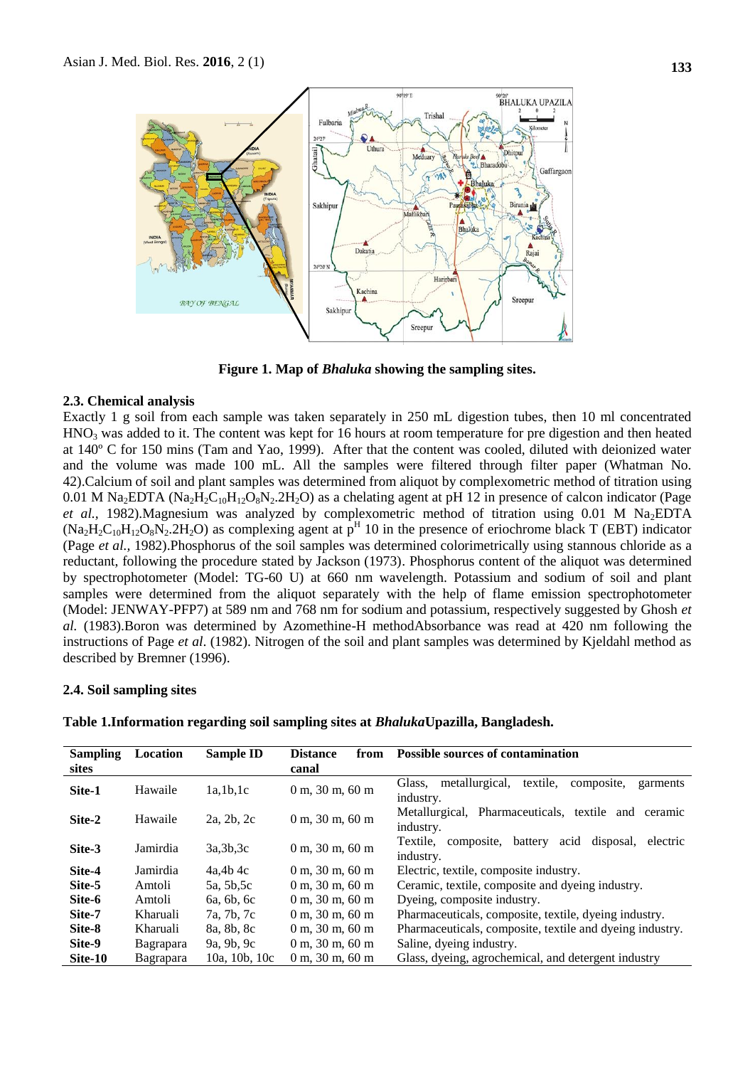**Figure 1. Map of *Bhaluka* showing the sampling sites.**

### 2.3. Chemical analysis

Exactly 1 g soil from each sample was taken separately in 250 mL digestion tubes, then 10 ml concentrated $HNO_3$ was added to it. The content was kept for 16 hours at room temperature for pre digestion and then heated at 140º C for 150 mins (Tam and Yao, 1999). After that the content was cooled, diluted with deionized water and the volume was made 100 mL. All the samples were filtered through filter paper (Whatman No. 42).Calcium of soil and plant samples was determined from aliquot by complexometric method of titration using 0.01 M $Na_2EDTA$ ($Na_2H_2C_{10}H_{12}O_8N_2.2H_2O$) as a chelating agent at pH 12 in presence of calcon indicator (Page *et al.,* 1982).Magnesium was analyzed by complexometric method of titration using 0.01 M $Na_2EDTA$ ($Na_2H_2C_{10}H_{12}O_8N_2.2H_2O$) as complexing agent at $p^H$ 10 in the presence of eriochrome black T (EBT) indicator (Page *et al.,* 1982).Phosphorus of the soil samples was determined colorimetrically using stannous chloride as a reductant, following the procedure stated by Jackson (1973). Phosphorus content of the aliquot was determined by spectrophotometer (Model: TG-60 U) at 660 nm wavelength. Potassium and sodium of soil and plant samples were determined from the aliquot separately with the help of flame emission spectrophotometer (Model: JENWAY-PFP7) at 589 nm and 768 nm for sodium and potassium, respectively suggested by Ghosh *et al.* (1983).Boron was determined by Azomethine-H methodAbsorbance was read at 420 nm following the instructions of Page *et al*. (1982). Nitrogen of the soil and plant samples was determined by Kjeldahl method as described by Bremner (1996).

### 2.4. Soil sampling sites

**Table 1.Information regarding soil sampling sites at *Bhaluka*Upazilla, Bangladesh.**

| Sampling sites | Location | Sample ID | Distance from canal | Possible sources of contamination |
|---|---|---|---|---|
| **Site-1** | Hawaile | 1a,1b,1c | 0 m, 30 m, 60 m | Glass, metallurgical, textile, composite, garments industry. |
| **Site-2** | Hawaile | 2a, 2b, 2c | 0 m, 30 m, 60 m | Metallurgical, Pharmaceuticals, textile and ceramic industry. |
| **Site-3** | Jamirdia | 3a,3b,3c | 0 m, 30 m, 60 m | Textile, composite, battery acid disposal, electric industry. |
| **Site-4** | Jamirdia | 4a,4b 4c | 0 m, 30 m, 60 m | Electric, textile, composite industry. |
| **Site-5** | Amtoli | 5a, 5b,5c | 0 m, 30 m, 60 m | Ceramic, textile, composite and dyeing industry. |
| **Site-6** | Amtoli | 6a, 6b, 6c | 0 m, 30 m, 60 m | Dyeing, composite industry. |
| **Site-7** | Kharuali | 7a, 7b, 7c | 0 m, 30 m, 60 m | Pharmaceuticals, composite, textile, dyeing industry. |
| **Site-8** | Kharuali | 8a, 8b, 8c | 0 m, 30 m, 60 m | Pharmaceuticals, composite, textile and dyeing industry. |
| **Site-9** | Bagrapara | 9a, 9b, 9c | 0 m, 30 m, 60 m | Saline, dyeing industry. |
| **Site-10** | Bagrapara | 10a, 10b, 10c | 0 m, 30 m, 60 m | Glass, dyeing, agrochemical, and detergent industry |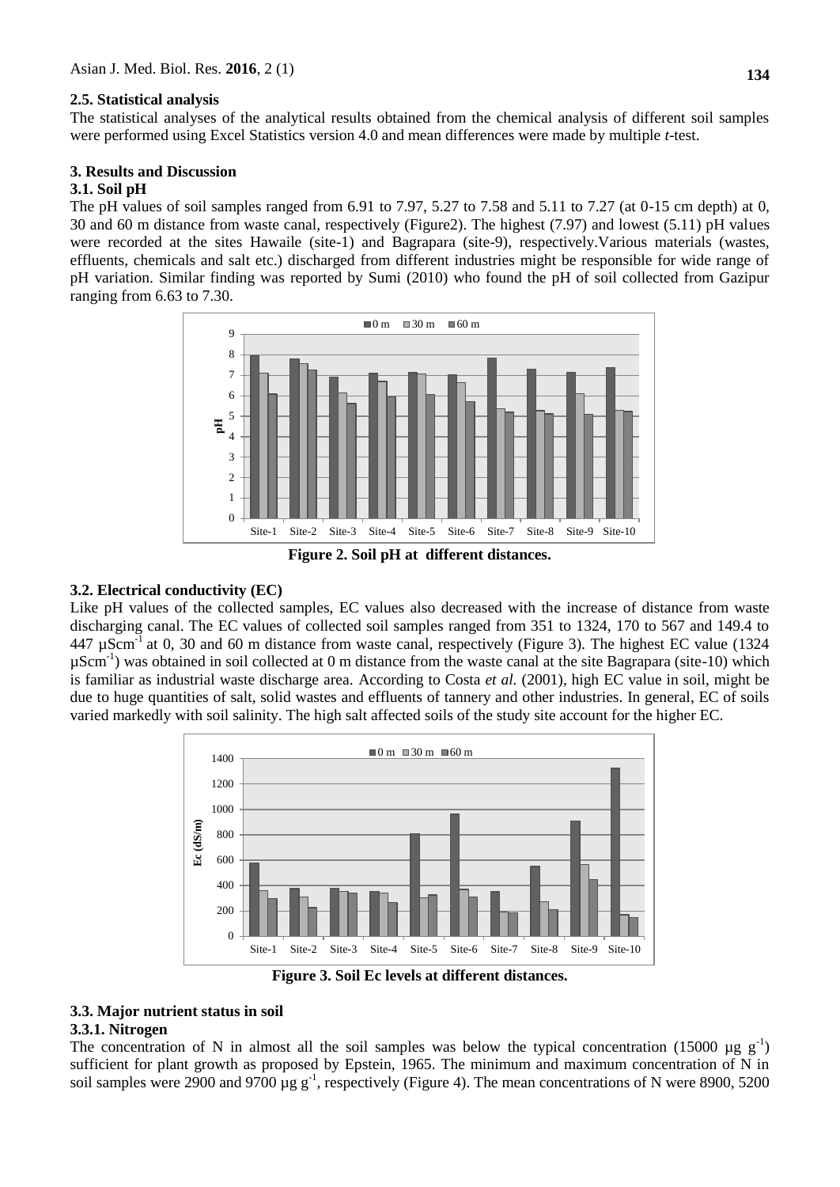### 2.5. Statistical analysis

The statistical analyses of the analytical results obtained from the chemical analysis of different soil samples were performed using Excel Statistics version 4.0 and mean differences were made by multiple *t*-test.

## 3. Results and Discussion

### 3.1. Soil pH

The pH values of soil samples ranged from 6.91 to 7.97, 5.27 to 7.58 and 5.11 to 7.27 (at 0-15 cm depth) at 0, 30 and 60 m distance from waste canal, respectively (Figure2). The highest (7.97) and lowest (5.11) pH values were recorded at the sites Hawaile (site-1) and Bagrapara (site-9), respectively.Various materials (wastes, effluents, chemicals and salt etc.) discharged from different industries might be responsible for wide range of pH variation. Similar finding was reported by Sumi (2010) who found the pH of soil collected from Gazipur ranging from 6.63 to 7.30.

**Figure 2. Soil pH at different distances.**

### 3.2. Electrical conductivity (EC)

Like pH values of the collected samples, EC values also decreased with the increase of distance from waste discharging canal. The EC values of collected soil samples ranged from 351 to 1324, 170 to 567 and 149.4 to 447 $\mu Scm^{-1}$ at 0, 30 and 60 m distance from waste canal, respectively (Figure 3). The highest EC value (1324 $\mu Scm^{-1}$) was obtained in soil collected at 0 m distance from the waste canal at the site Bagrapara (site-10) which is familiar as industrial waste discharge area. According to Costa *et al.* (2001), high EC value in soil, might be due to huge quantities of salt, solid wastes and effluents of tannery and other industries. In general, EC of soils varied markedly with soil salinity. The high salt affected soils of the study site account for the higher EC.

**Figure 3. Soil Ec levels at different distances.**

### 3.3. Major nutrient status in soil

#### 3.3.1. Nitrogen

The concentration of N in almost all the soil samples was below the typical concentration (15000 $\mu g\ g^{-1}$) sufficient for plant growth as proposed by Epstein, 1965. The minimum and maximum concentration of N in soil samples were 2900 and 9700 $\mu g\ g^{-1}$, respectively (Figure 4). The mean concentrations of N were 8900, 5200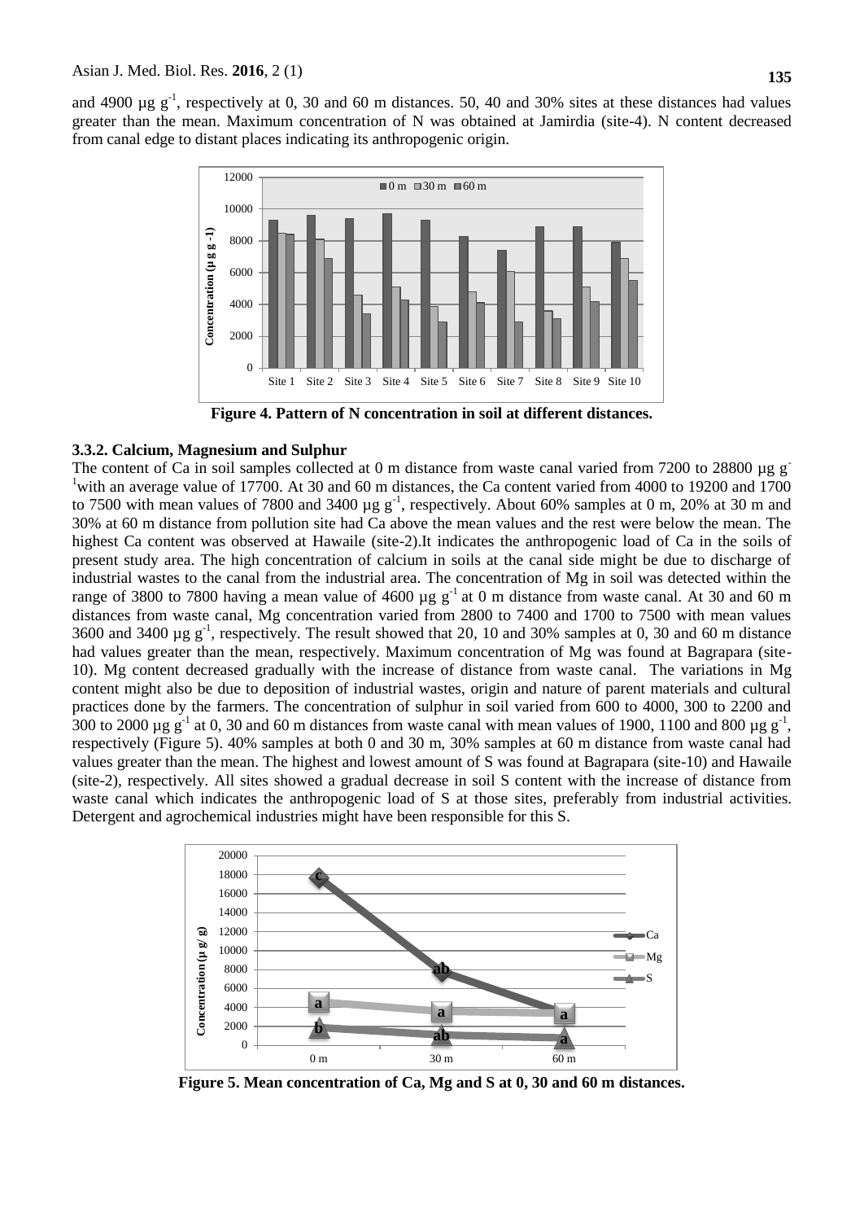and 4900 µg $g^{-1}$, respectively at 0, 30 and 60 m distances. 50, 40 and 30% sites at these distances had values greater than the mean. Maximum concentration of N was obtained at Jamirdia (site-4). N content decreased from canal edge to distant places indicating its anthropogenic origin.

**Figure 4. Pattern of N concentration in soil at different distances.**

### 3.3.2. Calcium, Magnesium and Sulphur

The content of Ca in soil samples collected at 0 m distance from waste canal varied from 7200 to 28800 µg $g^{-1}$ with an average value of 17700. At 30 and 60 m distances, the Ca content varied from 4000 to 19200 and 1700 to 7500 with mean values of 7800 and 3400 µg $g^{-1}$, respectively. About 60% samples at 0 m, 20% at 30 m and 30% at 60 m distance from pollution site had Ca above the mean values and the rest were below the mean. The highest Ca content was observed at Hawaile (site-2).It indicates the anthropogenic load of Ca in the soils of present study area. The high concentration of calcium in soils at the canal side might be due to discharge of industrial wastes to the canal from the industrial area. The concentration of Mg in soil was detected within the range of 3800 to 7800 having a mean value of 4600 µg $g^{-1}$ at 0 m distance from waste canal. At 30 and 60 m distances from waste canal, Mg concentration varied from 2800 to 7400 and 1700 to 7500 with mean values 3600 and 3400 µg $g^{-1}$, respectively. The result showed that 20, 10 and 30% samples at 0, 30 and 60 m distance had values greater than the mean, respectively. Maximum concentration of Mg was found at Bagrapara (site-10). Mg content decreased gradually with the increase of distance from waste canal. The variations in Mg content might also be due to deposition of industrial wastes, origin and nature of parent materials and cultural practices done by the farmers. The concentration of sulphur in soil varied from 600 to 4000, 300 to 2200 and 300 to 2000 µg $g^{-1}$ at 0, 30 and 60 m distances from waste canal with mean values of 1900, 1100 and 800 µg $g^{-1}$, respectively (Figure 5). 40% samples at both 0 and 30 m, 30% samples at 60 m distance from waste canal had values greater than the mean. The highest and lowest amount of S was found at Bagrapara (site-10) and Hawaile (site-2), respectively. All sites showed a gradual decrease in soil S content with the increase of distance from waste canal which indicates the anthropogenic load of S at those sites, preferably from industrial activities. Detergent and agrochemical industries might have been responsible for this S.

**Figure 5. Mean concentration of Ca, Mg and S at 0, 30 and 60 m distances.**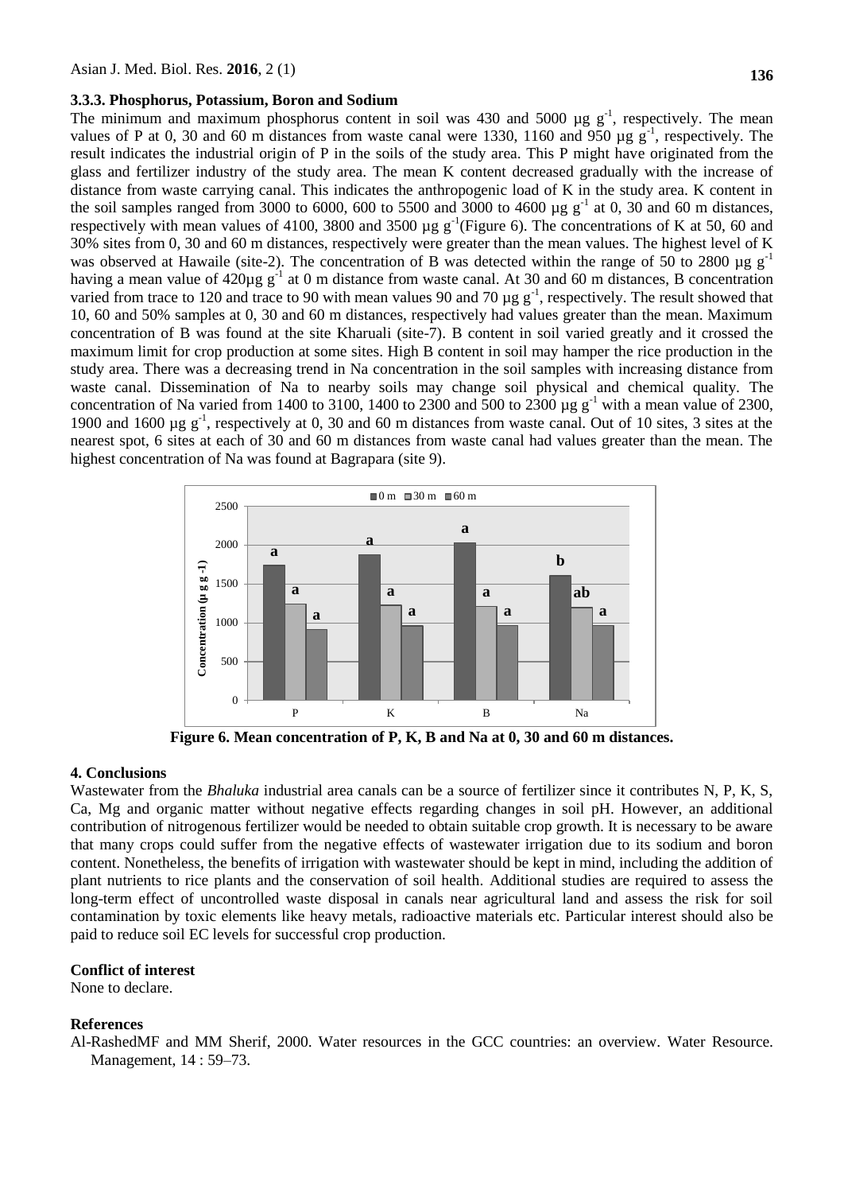### 3.3.3. Phosphorus, Potassium, Boron and Sodium

The minimum and maximum phosphorus content in soil was 430 and 5000 µg $g^{-1}$, respectively. The mean values of P at 0, 30 and 60 m distances from waste canal were 1330, 1160 and 950 µg $g^{-1}$, respectively. The result indicates the industrial origin of P in the soils of the study area. This P might have originated from the glass and fertilizer industry of the study area. The mean K content decreased gradually with the increase of distance from waste carrying canal. This indicates the anthropogenic load of K in the study area. K content in the soil samples ranged from 3000 to 6000, 600 to 5500 and 3000 to 4600 µg $g^{-1}$ at 0, 30 and 60 m distances, respectively with mean values of 4100, 3800 and 3500 µg $g^{-1}$(Figure 6). The concentrations of K at 50, 60 and 30% sites from 0, 30 and 60 m distances, respectively were greater than the mean values. The highest level of K was observed at Hawaile (site-2). The concentration of B was detected within the range of 50 to 2800 µg $g^{-1}$ having a mean value of 420µg $g^{-1}$ at 0 m distance from waste canal. At 30 and 60 m distances, B concentration varied from trace to 120 and trace to 90 with mean values 90 and 70 µg $g^{-1}$, respectively. The result showed that 10, 60 and 50% samples at 0, 30 and 60 m distances, respectively had values greater than the mean. Maximum concentration of B was found at the site Kharuali (site-7). B content in soil varied greatly and it crossed the maximum limit for crop production at some sites. High B content in soil may hamper the rice production in the study area. There was a decreasing trend in Na concentration in the soil samples with increasing distance from waste canal. Dissemination of Na to nearby soils may change soil physical and chemical quality. The concentration of Na varied from 1400 to 3100, 1400 to 2300 and 500 to 2300 µg $g^{-1}$ with a mean value of 2300, 1900 and 1600 µg $g^{-1}$, respectively at 0, 30 and 60 m distances from waste canal. Out of 10 sites, 3 sites at the nearest spot, 6 sites at each of 30 and 60 m distances from waste canal had values greater than the mean. The highest concentration of Na was found at Bagrapara (site 9).

**Figure 6. Mean concentration of P, K, B and Na at 0, 30 and 60 m distances.**

## 4. Conclusions

Wastewater from the *Bhaluka* industrial area canals can be a source of fertilizer since it contributes N, P, K, S, Ca, Mg and organic matter without negative effects regarding changes in soil pH. However, an additional contribution of nitrogenous fertilizer would be needed to obtain suitable crop growth. It is necessary to be aware that many crops could suffer from the negative effects of wastewater irrigation due to its sodium and boron content. Nonetheless, the benefits of irrigation with wastewater should be kept in mind, including the addition of plant nutrients to rice plants and the conservation of soil health. Additional studies are required to assess the long-term effect of uncontrolled waste disposal in canals near agricultural land and assess the risk for soil contamination by toxic elements like heavy metals, radioactive materials etc. Particular interest should also be paid to reduce soil EC levels for successful crop production.

## Conflict of interest

None to declare.

## References

Al-RashedMF and MM Sherif, 2000. Water resources in the GCC countries: an overview. Water Resource. Management, 14 : 59–73.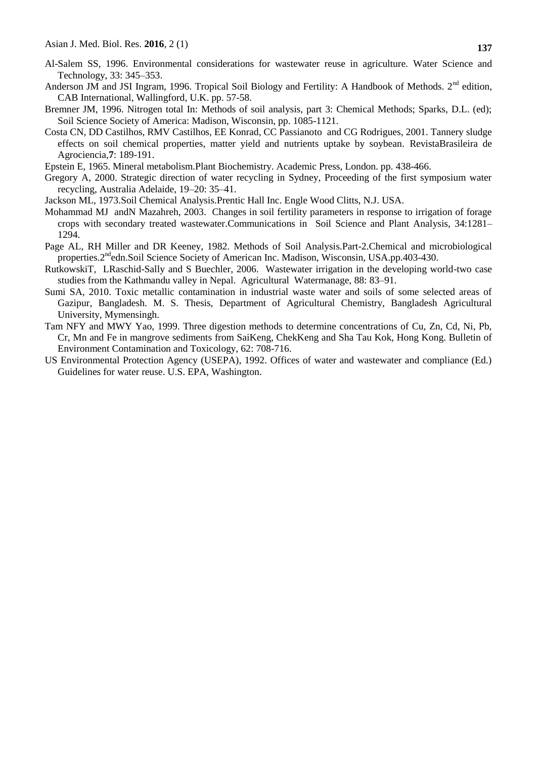Al-Salem SS, 1996. Environmental considerations for wastewater reuse in agriculture. Water Science and Technology, 33: 345–353.

Anderson JM and JSI Ingram, 1996. Tropical Soil Biology and Fertility: A Handbook of Methods. 2nd edition, CAB International, Wallingford, U.K. pp. 57-58.

Bremner JM, 1996. Nitrogen total In: Methods of soil analysis, part 3: Chemical Methods; Sparks, D.L. (ed); Soil Science Society of America: Madison, Wisconsin, pp. 1085-1121.

Costa CN, DD Castilhos, RMV Castilhos, EE Konrad, CC Passianoto and CG Rodrigues, 2001. Tannery sludge effects on soil chemical properties, matter yield and nutrients uptake by soybean. RevistaBrasileira de Agrociencia,**7**: 189-191.

Epstein E, 1965. Mineral metabolism.Plant Biochemistry. Academic Press, London. pp. 438-466.

Gregory A, 2000. Strategic direction of water recycling in Sydney, Proceeding of the first symposium water recycling, Australia Adelaide, 19–20: 35–41.

Jackson ML, 1973.Soil Chemical Analysis.Prentic Hall Inc. Engle Wood Clitts, N.J. USA.

Mohammad MJ andN Mazahreh, 2003. Changes in soil fertility parameters in response to irrigation of forage crops with secondary treated wastewater.Communications in Soil Science and Plant Analysis, 34:1281–1294.

Page AL, RH Miller and DR Keeney, 1982. Methods of Soil Analysis.Part-2.Chemical and microbiological properties.2ndedn.Soil Science Society of American Inc. Madison, Wisconsin, USA.pp.403-430.

RutkowskiT, LRaschid-Sally and S Buechler, 2006. Wastewater irrigation in the developing world-two case studies from the Kathmandu valley in Nepal. Agricultural Watermanage, 88: 83–91.

Sumi SA, 2010. Toxic metallic contamination in industrial waste water and soils of some selected areas of Gazipur, Bangladesh. M. S. Thesis, Department of Agricultural Chemistry, Bangladesh Agricultural University, Mymensingh.

Tam NFY and MWY Yao, 1999. Three digestion methods to determine concentrations of Cu, Zn, Cd, Ni, Pb, Cr, Mn and Fe in mangrove sediments from SaiKeng, ChekKeng and Sha Tau Kok, Hong Kong. Bulletin of Environment Contamination and Toxicology, 62: 708-716.

US Environmental Protection Agency (USEPA), 1992. Offices of water and wastewater and compliance (Ed.) Guidelines for water reuse. U.S. EPA, Washington.